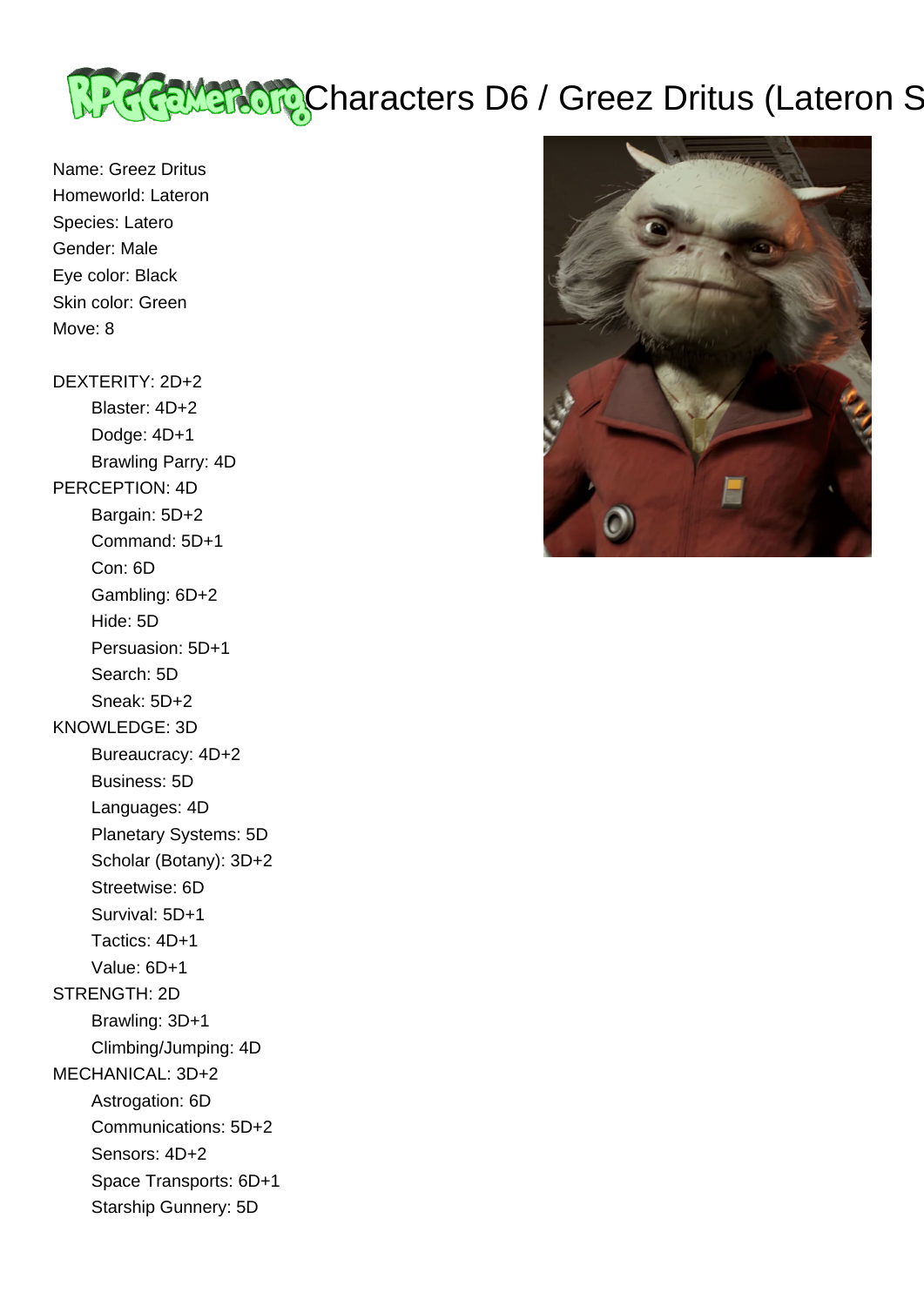# Characters D6 / Greez Dritus (Lateron S

Name: Greez Dritus
Homeworld: Lateron
Species: Latero
Gender: Male
Eye color: Black
Skin color: Green
Move: 8

DEXTERITY: 2D+2
- Blaster: 4D+2
- Dodge: 4D+1
- Brawling Parry: 4D

PERCEPTION: 4D
- Bargain: 5D+2
- Command: 5D+1
- Con: 6D
- Gambling: 6D+2
- Hide: 5D
- Persuasion: 5D+1
- Search: 5D
- Sneak: 5D+2

KNOWLEDGE: 3D
- Bureaucracy: 4D+2
- Business: 5D
- Languages: 4D
- Planetary Systems: 5D
- Scholar (Botany): 3D+2
- Streetwise: 6D
- Survival: 5D+1
- Tactics: 4D+1
- Value: 6D+1

STRENGTH: 2D
- Brawling: 3D+1
- Climbing/Jumping: 4D

MECHANICAL: 3D+2
- Astrogation: 6D
- Communications: 5D+2
- Sensors: 4D+2
- Space Transports: 6D+1
- Starship Gunnery: 5D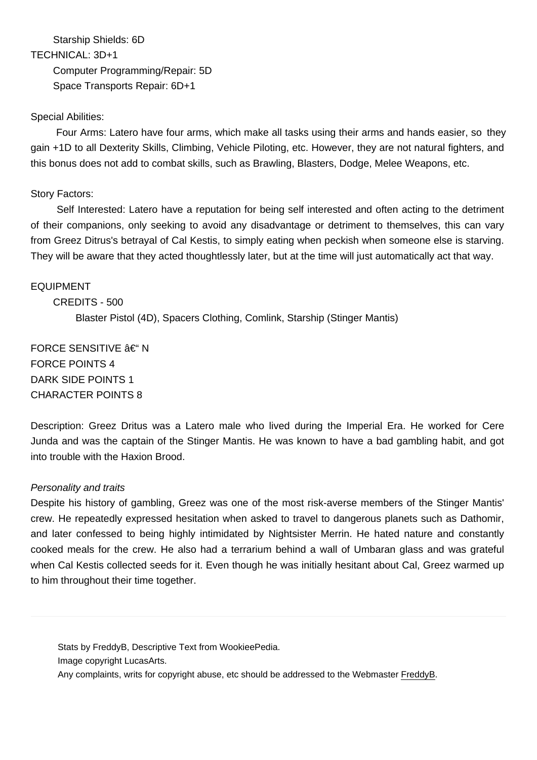Starship Shields: 6D

TECHNICAL: 3D+1

Computer Programming/Repair: 5D

Space Transports Repair: 6D+1

Special Abilities:

Four Arms: Latero have four arms, which make all tasks using their arms and hands easier, so they gain +1D to all Dexterity Skills, Climbing, Vehicle Piloting, etc. However, they are not natural fighters, and this bonus does not add to combat skills, such as Brawling, Blasters, Dodge, Melee Weapons, etc.

Story Factors:

Self Interested: Latero have a reputation for being self interested and often acting to the detriment of their companions, only seeking to avoid any disadvantage or detriment to themselves, this can vary from Greez Ditrus's betrayal of Cal Kestis, to simply eating when peckish when someone else is starving. They will be aware that they acted thoughtlessly later, but at the time will just automatically act that way.

EQUIPMENT

CREDITS - 500

Blaster Pistol (4D), Spacers Clothing, Comlink, Starship (Stinger Mantis)

FORCE SENSITIVE â€“ N

FORCE POINTS 4

DARK SIDE POINTS 1

CHARACTER POINTS 8

Description: Greez Dritus was a Latero male who lived during the Imperial Era. He worked for Cere Junda and was the captain of the Stinger Mantis. He was known to have a bad gambling habit, and got into trouble with the Haxion Brood.

*Personality and traits*

Despite his history of gambling, Greez was one of the most risk-averse members of the Stinger Mantis' crew. He repeatedly expressed hesitation when asked to travel to dangerous planets such as Dathomir, and later confessed to being highly intimidated by Nightsister Merrin. He hated nature and constantly cooked meals for the crew. He also had a terrarium behind a wall of Umbaran glass and was grateful when Cal Kestis collected seeds for it. Even though he was initially hesitant about Cal, Greez warmed up to him throughout their time together.

---

Stats by FreddyB, Descriptive Text from WookieePedia.

Image copyright LucasArts.

Any complaints, writs for copyright abuse, etc should be addressed to the Webmaster FreddyB.